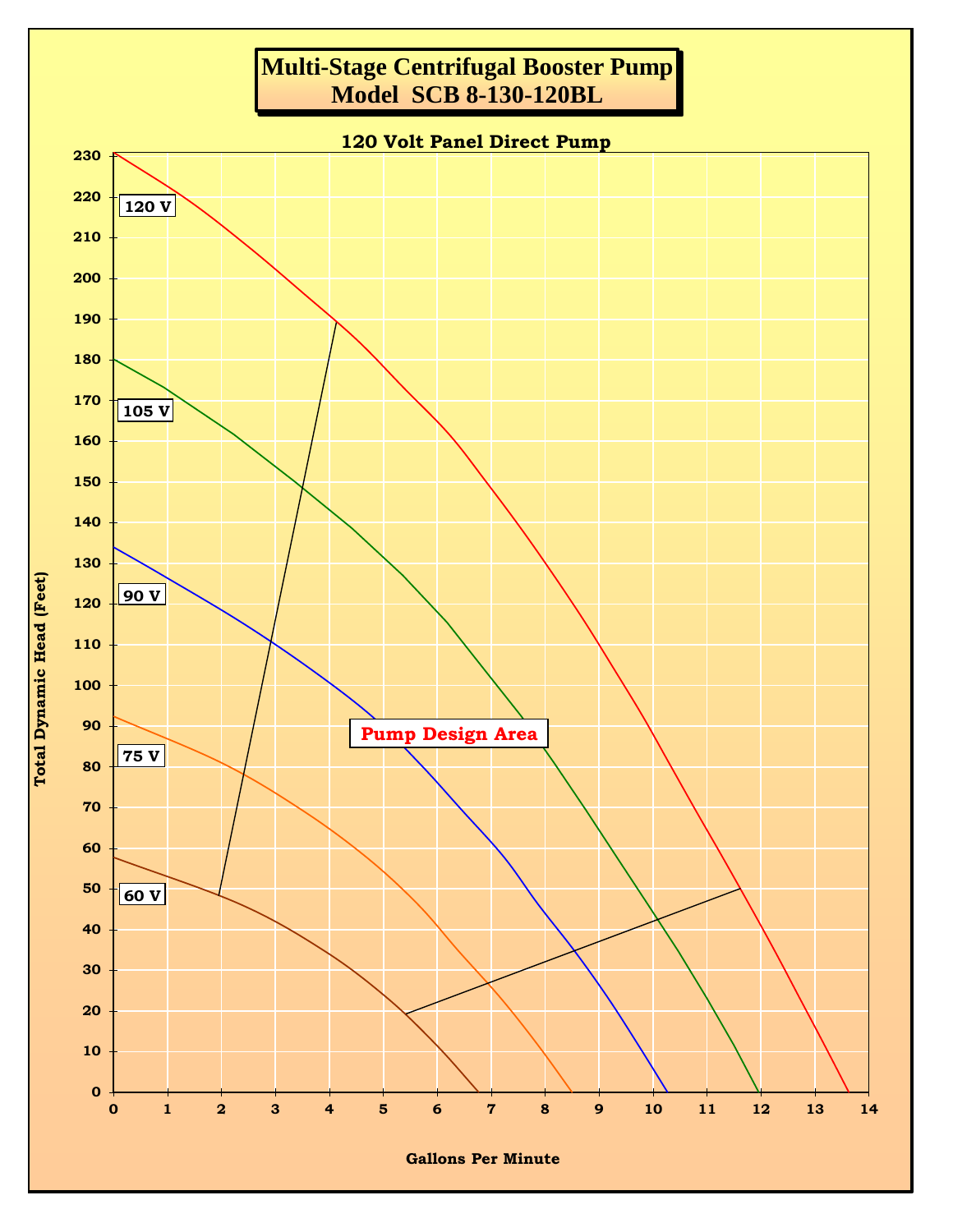# Multi-Stage Centrifugal Booster Pump
# Model SCB 8-130-120BL

**120 Volt Panel Direct Pump**

Total Dynamic Head (Feet)

120 V

105 V

90 V

75 V

60 V

**Pump Design Area**

Gallons Per Minute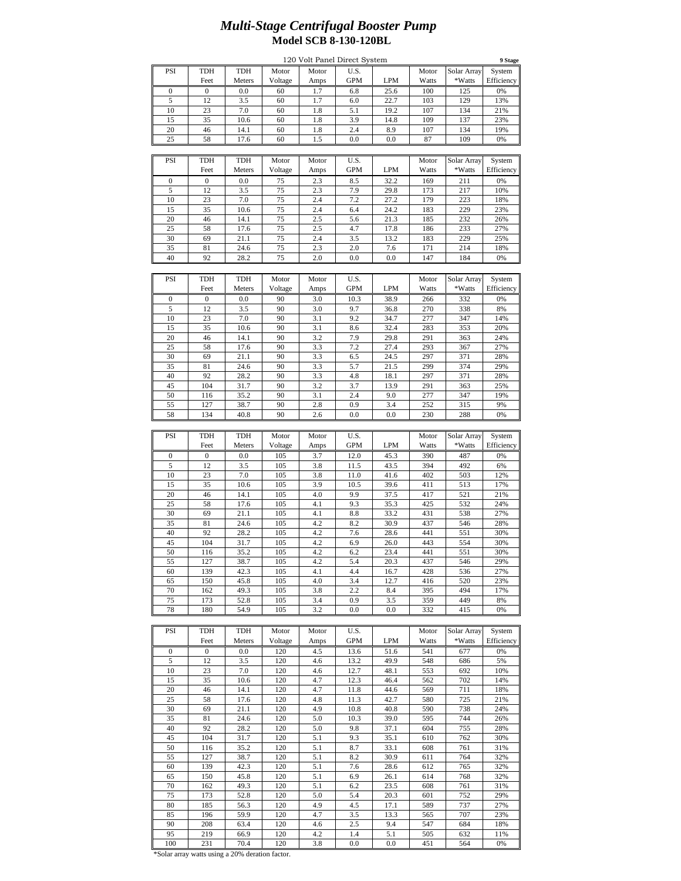# *Multi-Stage Centrifugal Booster Pump*

## Model SCB 8-130-120BL

120 Volt Panel Direct System — **9 Stage**

| PSI | TDH Feet | TDH Meters | Motor Voltage | Motor Amps | U.S. GPM | LPM | Motor Watts | Solar Array *Watts | System Efficiency |
|---|---|---|---|---|---|---|---|---|---|
| 0 | 0 | 0.0 | 60 | 1.7 | 6.8 | 25.6 | 100 | 125 | 0% |
| 5 | 12 | 3.5 | 60 | 1.7 | 6.0 | 22.7 | 103 | 129 | 13% |
| 10 | 23 | 7.0 | 60 | 1.8 | 5.1 | 19.2 | 107 | 134 | 21% |
| 15 | 35 | 10.6 | 60 | 1.8 | 3.9 | 14.8 | 109 | 137 | 23% |
| 20 | 46 | 14.1 | 60 | 1.8 | 2.4 | 8.9 | 107 | 134 | 19% |
| 25 | 58 | 17.6 | 60 | 1.5 | 0.0 | 0.0 | 87 | 109 | 0% |

| PSI | TDH Feet | TDH Meters | Motor Voltage | Motor Amps | U.S. GPM | LPM | Motor Watts | Solar Array *Watts | System Efficiency |
|---|---|---|---|---|---|---|---|---|---|
| 0 | 0 | 0.0 | 75 | 2.3 | 8.5 | 32.2 | 169 | 211 | 0% |
| 5 | 12 | 3.5 | 75 | 2.3 | 7.9 | 29.8 | 173 | 217 | 10% |
| 10 | 23 | 7.0 | 75 | 2.4 | 7.2 | 27.2 | 179 | 223 | 18% |
| 15 | 35 | 10.6 | 75 | 2.4 | 6.4 | 24.2 | 183 | 229 | 23% |
| 20 | 46 | 14.1 | 75 | 2.5 | 5.6 | 21.3 | 185 | 232 | 26% |
| 25 | 58 | 17.6 | 75 | 2.5 | 4.7 | 17.8 | 186 | 233 | 27% |
| 30 | 69 | 21.1 | 75 | 2.4 | 3.5 | 13.2 | 183 | 229 | 25% |
| 35 | 81 | 24.6 | 75 | 2.3 | 2.0 | 7.6 | 171 | 214 | 18% |
| 40 | 92 | 28.2 | 75 | 2.0 | 0.0 | 0.0 | 147 | 184 | 0% |

| PSI | TDH Feet | TDH Meters | Motor Voltage | Motor Amps | U.S. GPM | LPM | Motor Watts | Solar Array *Watts | System Efficiency |
|---|---|---|---|---|---|---|---|---|---|
| 0 | 0 | 0.0 | 90 | 3.0 | 10.3 | 38.9 | 266 | 332 | 0% |
| 5 | 12 | 3.5 | 90 | 3.0 | 9.7 | 36.8 | 270 | 338 | 8% |
| 10 | 23 | 7.0 | 90 | 3.1 | 9.2 | 34.7 | 277 | 347 | 14% |
| 15 | 35 | 10.6 | 90 | 3.1 | 8.6 | 32.4 | 283 | 353 | 20% |
| 20 | 46 | 14.1 | 90 | 3.2 | 7.9 | 29.8 | 291 | 363 | 24% |
| 25 | 58 | 17.6 | 90 | 3.3 | 7.2 | 27.4 | 293 | 367 | 27% |
| 30 | 69 | 21.1 | 90 | 3.3 | 6.5 | 24.5 | 297 | 371 | 28% |
| 35 | 81 | 24.6 | 90 | 3.3 | 5.7 | 21.5 | 299 | 374 | 29% |
| 40 | 92 | 28.2 | 90 | 3.3 | 4.8 | 18.1 | 297 | 371 | 28% |
| 45 | 104 | 31.7 | 90 | 3.2 | 3.7 | 13.9 | 291 | 363 | 25% |
| 50 | 116 | 35.2 | 90 | 3.1 | 2.4 | 9.0 | 277 | 347 | 19% |
| 55 | 127 | 38.7 | 90 | 2.8 | 0.9 | 3.4 | 252 | 315 | 9% |
| 58 | 134 | 40.8 | 90 | 2.6 | 0.0 | 0.0 | 230 | 288 | 0% |

| PSI | TDH Feet | TDH Meters | Motor Voltage | Motor Amps | U.S. GPM | LPM | Motor Watts | Solar Array *Watts | System Efficiency |
|---|---|---|---|---|---|---|---|---|---|
| 0 | 0 | 0.0 | 105 | 3.7 | 12.0 | 45.3 | 390 | 487 | 0% |
| 5 | 12 | 3.5 | 105 | 3.8 | 11.5 | 43.5 | 394 | 492 | 6% |
| 10 | 23 | 7.0 | 105 | 3.8 | 11.0 | 41.6 | 402 | 503 | 12% |
| 15 | 35 | 10.6 | 105 | 3.9 | 10.5 | 39.6 | 411 | 513 | 17% |
| 20 | 46 | 14.1 | 105 | 4.0 | 9.9 | 37.5 | 417 | 521 | 21% |
| 25 | 58 | 17.6 | 105 | 4.1 | 9.3 | 35.3 | 425 | 532 | 24% |
| 30 | 69 | 21.1 | 105 | 4.1 | 8.8 | 33.2 | 431 | 538 | 27% |
| 35 | 81 | 24.6 | 105 | 4.2 | 8.2 | 30.9 | 437 | 546 | 28% |
| 40 | 92 | 28.2 | 105 | 4.2 | 7.6 | 28.6 | 441 | 551 | 30% |
| 45 | 104 | 31.7 | 105 | 4.2 | 6.9 | 26.0 | 443 | 554 | 30% |
| 50 | 116 | 35.2 | 105 | 4.2 | 6.2 | 23.4 | 441 | 551 | 30% |
| 55 | 127 | 38.7 | 105 | 4.2 | 5.4 | 20.3 | 437 | 546 | 29% |
| 60 | 139 | 42.3 | 105 | 4.1 | 4.4 | 16.7 | 428 | 536 | 27% |
| 65 | 150 | 45.8 | 105 | 4.0 | 3.4 | 12.7 | 416 | 520 | 23% |
| 70 | 162 | 49.3 | 105 | 3.8 | 2.2 | 8.4 | 395 | 494 | 17% |
| 75 | 173 | 52.8 | 105 | 3.4 | 0.9 | 3.5 | 359 | 449 | 8% |
| 78 | 180 | 54.9 | 105 | 3.2 | 0.0 | 0.0 | 332 | 415 | 0% |

| PSI | TDH Feet | TDH Meters | Motor Voltage | Motor Amps | U.S. GPM | LPM | Motor Watts | Solar Array *Watts | System Efficiency |
|---|---|---|---|---|---|---|---|---|---|
| 0 | 0 | 0.0 | 120 | 4.5 | 13.6 | 51.6 | 541 | 677 | 0% |
| 5 | 12 | 3.5 | 120 | 4.6 | 13.2 | 49.9 | 548 | 686 | 5% |
| 10 | 23 | 7.0 | 120 | 4.6 | 12.7 | 48.1 | 553 | 692 | 10% |
| 15 | 35 | 10.6 | 120 | 4.7 | 12.3 | 46.4 | 562 | 702 | 14% |
| 20 | 46 | 14.1 | 120 | 4.7 | 11.8 | 44.6 | 569 | 711 | 18% |
| 25 | 58 | 17.6 | 120 | 4.8 | 11.3 | 42.7 | 580 | 725 | 21% |
| 30 | 69 | 21.1 | 120 | 4.9 | 10.8 | 40.8 | 590 | 738 | 24% |
| 35 | 81 | 24.6 | 120 | 5.0 | 10.3 | 39.0 | 595 | 744 | 26% |
| 40 | 92 | 28.2 | 120 | 5.0 | 9.8 | 37.1 | 604 | 755 | 28% |
| 45 | 104 | 31.7 | 120 | 5.1 | 9.3 | 35.1 | 610 | 762 | 30% |
| 50 | 116 | 35.2 | 120 | 5.1 | 8.7 | 33.1 | 608 | 761 | 31% |
| 55 | 127 | 38.7 | 120 | 5.1 | 8.2 | 30.9 | 611 | 764 | 32% |
| 60 | 139 | 42.3 | 120 | 5.1 | 7.6 | 28.6 | 612 | 765 | 32% |
| 65 | 150 | 45.8 | 120 | 5.1 | 6.9 | 26.1 | 614 | 768 | 32% |
| 70 | 162 | 49.3 | 120 | 5.1 | 6.2 | 23.5 | 608 | 761 | 31% |
| 75 | 173 | 52.8 | 120 | 5.0 | 5.4 | 20.3 | 601 | 752 | 29% |
| 80 | 185 | 56.3 | 120 | 4.9 | 4.5 | 17.1 | 589 | 737 | 27% |
| 85 | 196 | 59.9 | 120 | 4.7 | 3.5 | 13.3 | 565 | 707 | 23% |
| 90 | 208 | 63.4 | 120 | 4.6 | 2.5 | 9.4 | 547 | 684 | 18% |
| 95 | 219 | 66.9 | 120 | 4.2 | 1.4 | 5.1 | 505 | 632 | 11% |
| 100 | 231 | 70.4 | 120 | 3.8 | 0.0 | 0.0 | 451 | 564 | 0% |

*Solar array watts using a 20% deration factor.